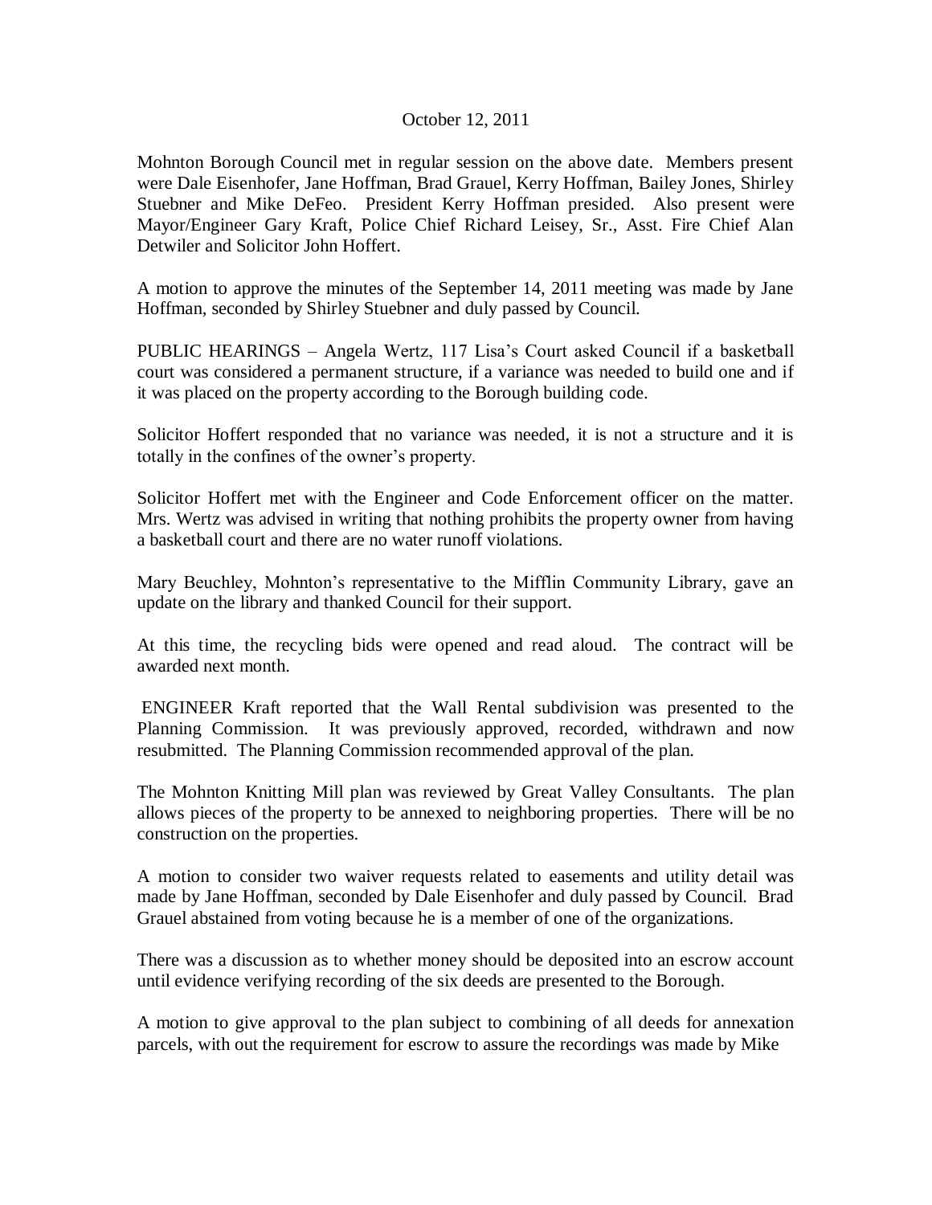October 12, 2011

Mohnton Borough Council met in regular session on the above date. Members present were Dale Eisenhofer, Jane Hoffman, Brad Grauel, Kerry Hoffman, Bailey Jones, Shirley Stuebner and Mike DeFeo. President Kerry Hoffman presided. Also present were Mayor/Engineer Gary Kraft, Police Chief Richard Leisey, Sr., Asst. Fire Chief Alan Detwiler and Solicitor John Hoffert.

A motion to approve the minutes of the September 14, 2011 meeting was made by Jane Hoffman, seconded by Shirley Stuebner and duly passed by Council.

PUBLIC HEARINGS – Angela Wertz, 117 Lisa's Court asked Council if a basketball court was considered a permanent structure, if a variance was needed to build one and if it was placed on the property according to the Borough building code.

Solicitor Hoffert responded that no variance was needed, it is not a structure and it is totally in the confines of the owner's property.

Solicitor Hoffert met with the Engineer and Code Enforcement officer on the matter. Mrs. Wertz was advised in writing that nothing prohibits the property owner from having a basketball court and there are no water runoff violations.

Mary Beuchley, Mohnton's representative to the Mifflin Community Library, gave an update on the library and thanked Council for their support.

At this time, the recycling bids were opened and read aloud. The contract will be awarded next month.

ENGINEER Kraft reported that the Wall Rental subdivision was presented to the Planning Commission. It was previously approved, recorded, withdrawn and now resubmitted. The Planning Commission recommended approval of the plan.

The Mohnton Knitting Mill plan was reviewed by Great Valley Consultants. The plan allows pieces of the property to be annexed to neighboring properties. There will be no construction on the properties.

A motion to consider two waiver requests related to easements and utility detail was made by Jane Hoffman, seconded by Dale Eisenhofer and duly passed by Council. Brad Grauel abstained from voting because he is a member of one of the organizations.

There was a discussion as to whether money should be deposited into an escrow account until evidence verifying recording of the six deeds are presented to the Borough.

A motion to give approval to the plan subject to combining of all deeds for annexation parcels, with out the requirement for escrow to assure the recordings was made by Mike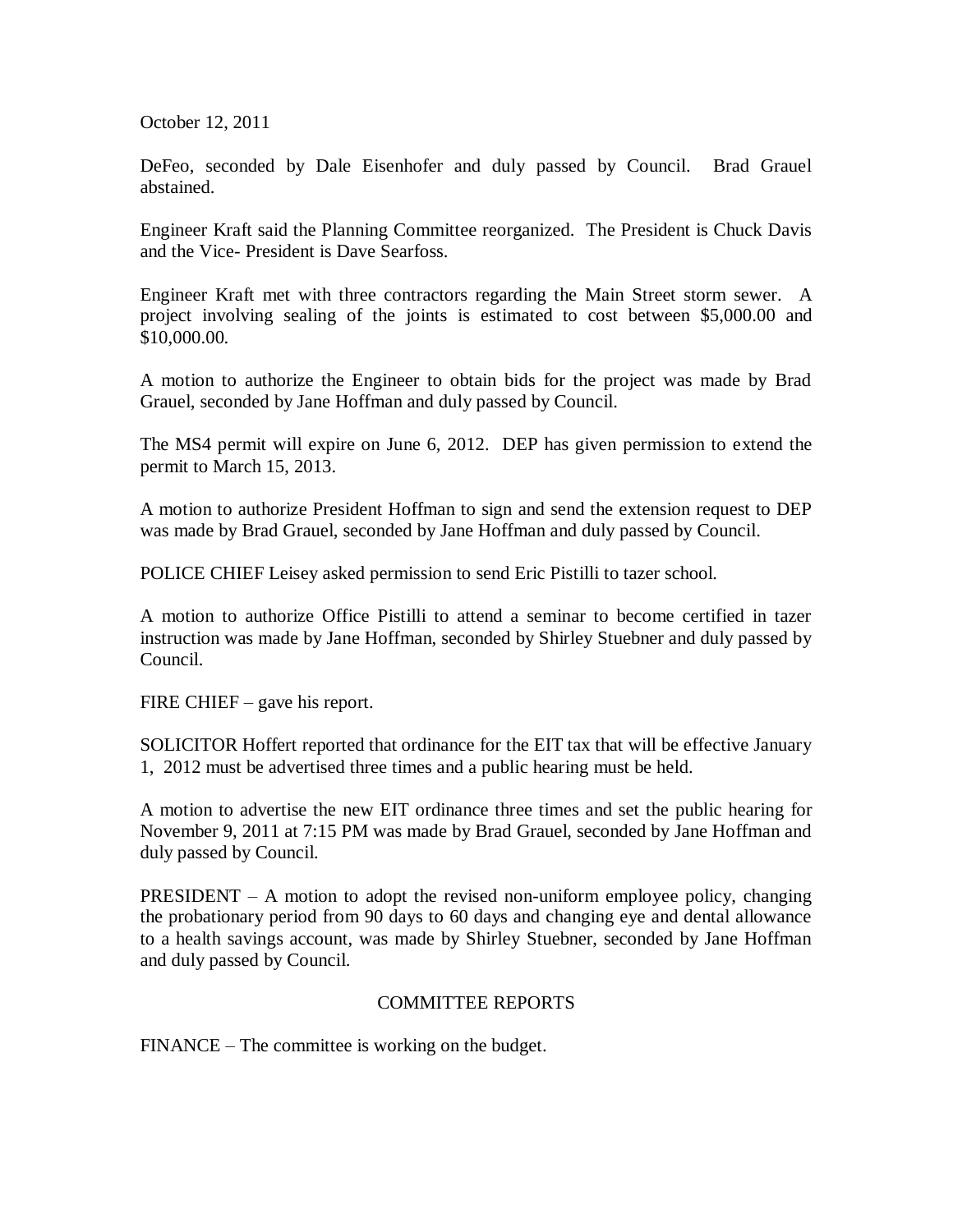October 12, 2011

DeFeo, seconded by Dale Eisenhofer and duly passed by Council. Brad Grauel abstained.

Engineer Kraft said the Planning Committee reorganized. The President is Chuck Davis and the Vice- President is Dave Searfoss.

Engineer Kraft met with three contractors regarding the Main Street storm sewer. A project involving sealing of the joints is estimated to cost between $5,000.00 and $10,000.00.

A motion to authorize the Engineer to obtain bids for the project was made by Brad Grauel, seconded by Jane Hoffman and duly passed by Council.

The MS4 permit will expire on June 6, 2012. DEP has given permission to extend the permit to March 15, 2013.

A motion to authorize President Hoffman to sign and send the extension request to DEP was made by Brad Grauel, seconded by Jane Hoffman and duly passed by Council.

POLICE CHIEF Leisey asked permission to send Eric Pistilli to tazer school.

A motion to authorize Office Pistilli to attend a seminar to become certified in tazer instruction was made by Jane Hoffman, seconded by Shirley Stuebner and duly passed by Council.

FIRE CHIEF – gave his report.

SOLICITOR Hoffert reported that ordinance for the EIT tax that will be effective January 1, 2012 must be advertised three times and a public hearing must be held.

A motion to advertise the new EIT ordinance three times and set the public hearing for November 9, 2011 at 7:15 PM was made by Brad Grauel, seconded by Jane Hoffman and duly passed by Council.

PRESIDENT – A motion to adopt the revised non-uniform employee policy, changing the probationary period from 90 days to 60 days and changing eye and dental allowance to a health savings account, was made by Shirley Stuebner, seconded by Jane Hoffman and duly passed by Council.

## COMMITTEE REPORTS

FINANCE – The committee is working on the budget.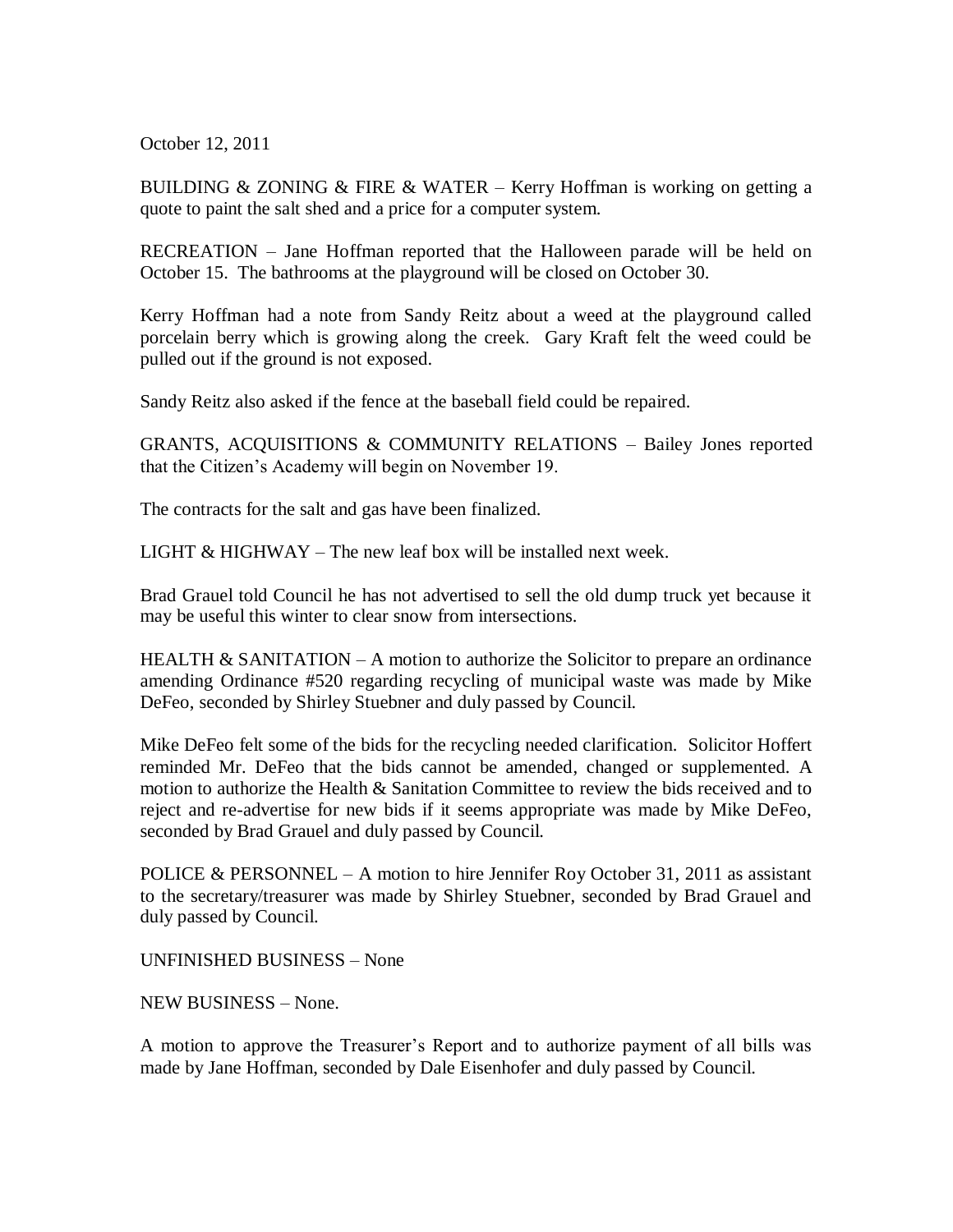October 12, 2011

BUILDING & ZONING & FIRE & WATER – Kerry Hoffman is working on getting a quote to paint the salt shed and a price for a computer system.

RECREATION – Jane Hoffman reported that the Halloween parade will be held on October 15. The bathrooms at the playground will be closed on October 30.

Kerry Hoffman had a note from Sandy Reitz about a weed at the playground called porcelain berry which is growing along the creek. Gary Kraft felt the weed could be pulled out if the ground is not exposed.

Sandy Reitz also asked if the fence at the baseball field could be repaired.

GRANTS, ACQUISITIONS & COMMUNITY RELATIONS – Bailey Jones reported that the Citizen's Academy will begin on November 19.

The contracts for the salt and gas have been finalized.

LIGHT & HIGHWAY – The new leaf box will be installed next week.

Brad Grauel told Council he has not advertised to sell the old dump truck yet because it may be useful this winter to clear snow from intersections.

HEALTH & SANITATION – A motion to authorize the Solicitor to prepare an ordinance amending Ordinance #520 regarding recycling of municipal waste was made by Mike DeFeo, seconded by Shirley Stuebner and duly passed by Council.

Mike DeFeo felt some of the bids for the recycling needed clarification. Solicitor Hoffert reminded Mr. DeFeo that the bids cannot be amended, changed or supplemented. A motion to authorize the Health & Sanitation Committee to review the bids received and to reject and re-advertise for new bids if it seems appropriate was made by Mike DeFeo, seconded by Brad Grauel and duly passed by Council.

POLICE & PERSONNEL – A motion to hire Jennifer Roy October 31, 2011 as assistant to the secretary/treasurer was made by Shirley Stuebner, seconded by Brad Grauel and duly passed by Council.

UNFINISHED BUSINESS – None

NEW BUSINESS – None.

A motion to approve the Treasurer's Report and to authorize payment of all bills was made by Jane Hoffman, seconded by Dale Eisenhofer and duly passed by Council.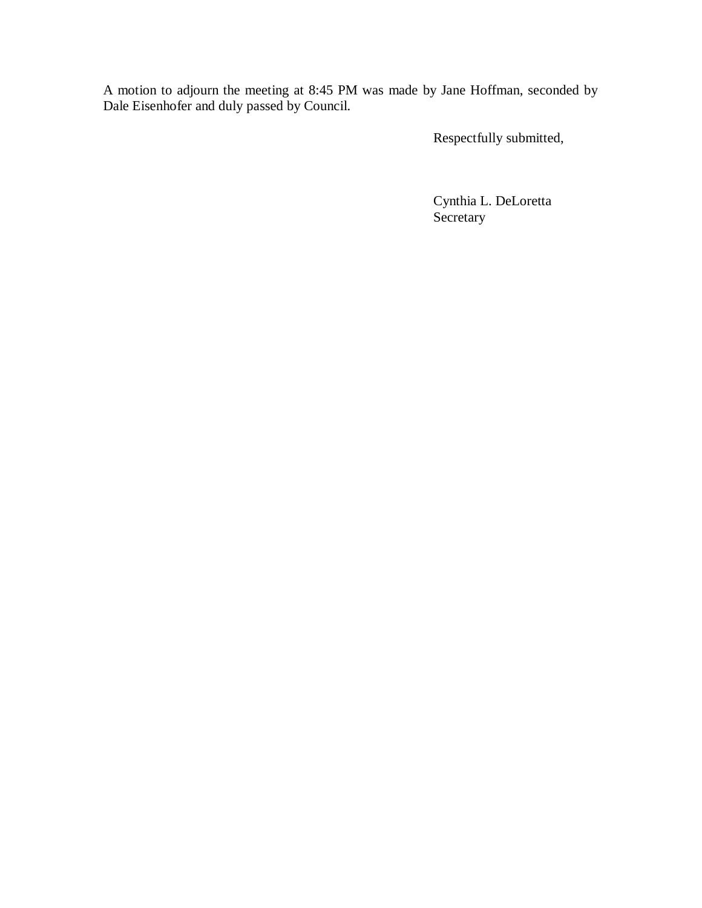A motion to adjourn the meeting at 8:45 PM was made by Jane Hoffman, seconded by Dale Eisenhofer and duly passed by Council.

Respectfully submitted,

Cynthia L. DeLoretta
Secretary